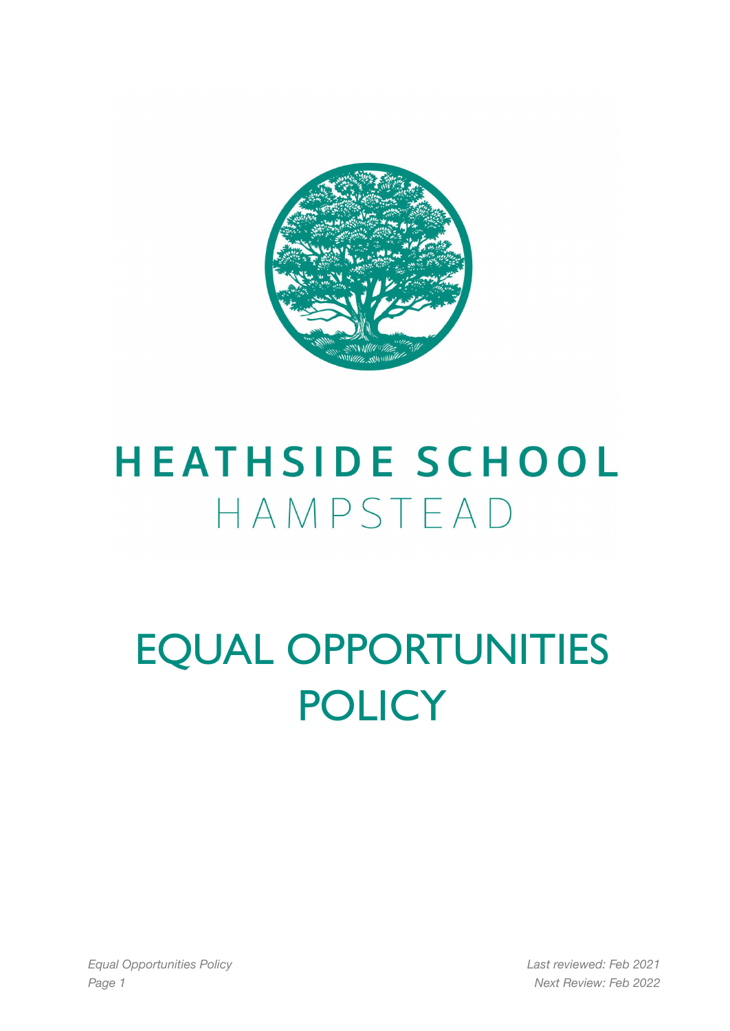# HEATHSIDE SCHOOL

HAMPSTEAD

# EQUAL OPPORTUNITIES POLICY

*Last reviewed: Feb 2021*

*Next Review: Feb 2022*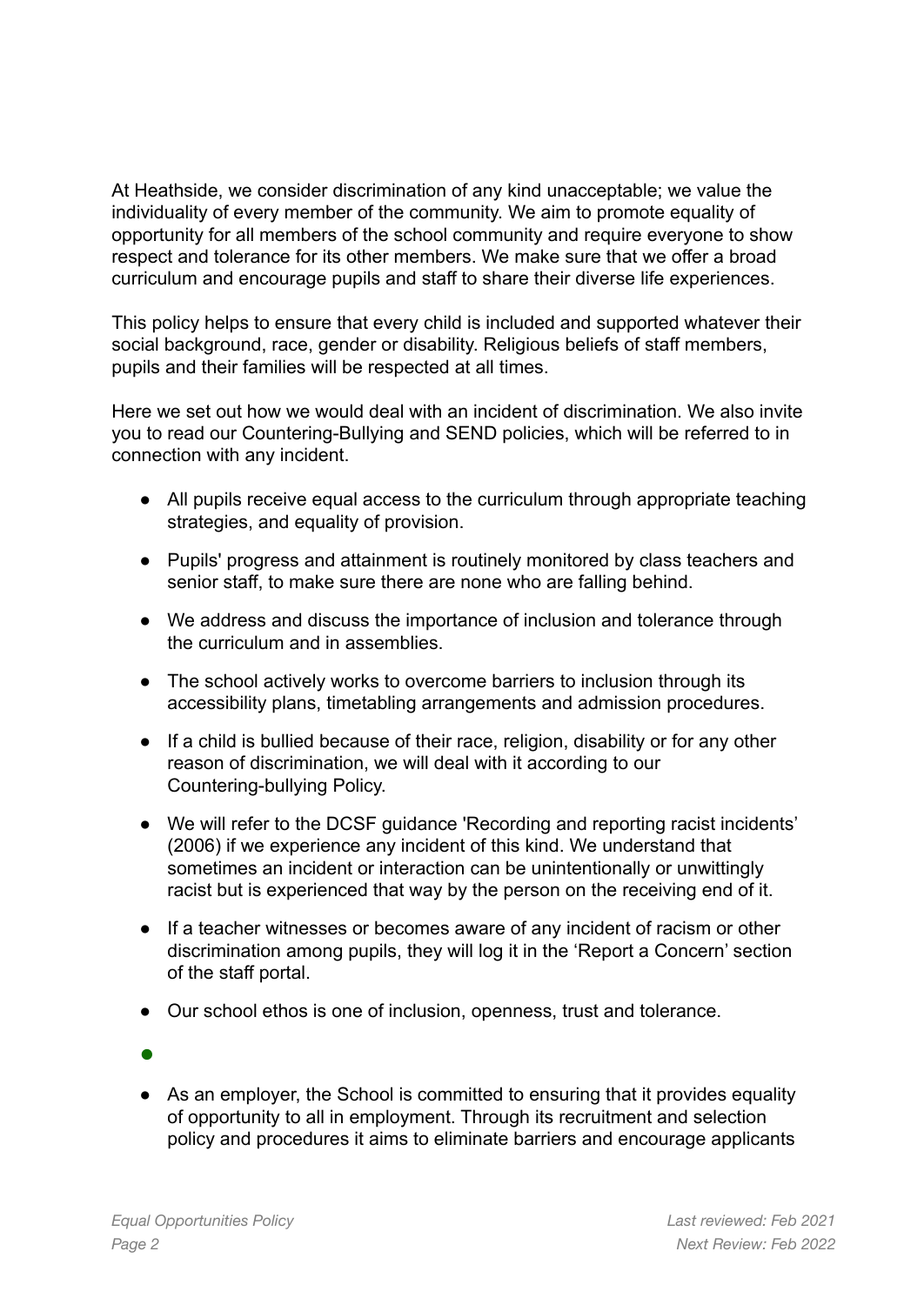At Heathside, we consider discrimination of any kind unacceptable; we value the individuality of every member of the community. We aim to promote equality of opportunity for all members of the school community and require everyone to show respect and tolerance for its other members. We make sure that we offer a broad curriculum and encourage pupils and staff to share their diverse life experiences.

This policy helps to ensure that every child is included and supported whatever their social background, race, gender or disability. Religious beliefs of staff members, pupils and their families will be respected at all times.

Here we set out how we would deal with an incident of discrimination. We also invite you to read our Countering-Bullying and SEND policies, which will be referred to in connection with any incident.

- All pupils receive equal access to the curriculum through appropriate teaching strategies, and equality of provision.
- Pupils' progress and attainment is routinely monitored by class teachers and senior staff, to make sure there are none who are falling behind.
- We address and discuss the importance of inclusion and tolerance through the curriculum and in assemblies.
- The school actively works to overcome barriers to inclusion through its accessibility plans, timetabling arrangements and admission procedures.
- If a child is bullied because of their race, religion, disability or for any other reason of discrimination, we will deal with it according to our Countering-bullying Policy.
- We will refer to the DCSF guidance 'Recording and reporting racist incidents' (2006) if we experience any incident of this kind. We understand that sometimes an incident or interaction can be unintentionally or unwittingly racist but is experienced that way by the person on the receiving end of it.
- If a teacher witnesses or becomes aware of any incident of racism or other discrimination among pupils, they will log it in the 'Report a Concern' section of the staff portal.
- Our school ethos is one of inclusion, openness, trust and tolerance.
- 
- As an employer, the School is committed to ensuring that it provides equality of opportunity to all in employment. Through its recruitment and selection policy and procedures it aims to eliminate barriers and encourage applicants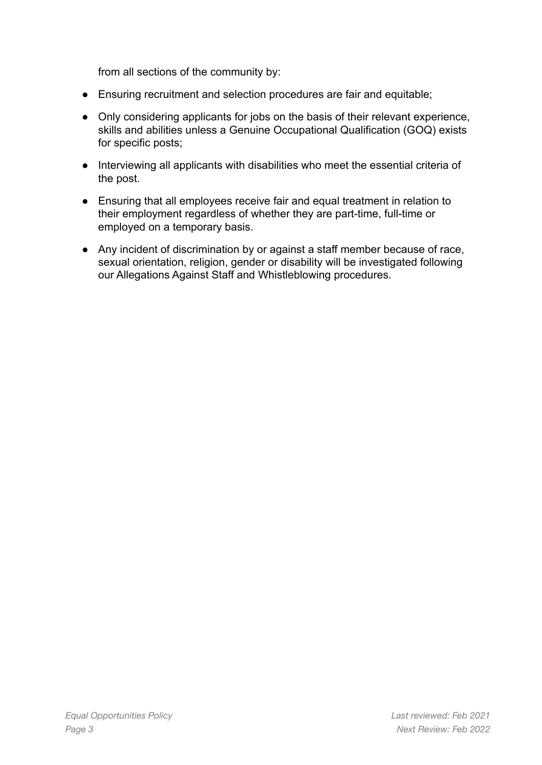from all sections of the community by:

- Ensuring recruitment and selection procedures are fair and equitable;
- Only considering applicants for jobs on the basis of their relevant experience, skills and abilities unless a Genuine Occupational Qualification (GOQ) exists for specific posts;
- Interviewing all applicants with disabilities who meet the essential criteria of the post.
- Ensuring that all employees receive fair and equal treatment in relation to their employment regardless of whether they are part-time, full-time or employed on a temporary basis.
- Any incident of discrimination by or against a staff member because of race, sexual orientation, religion, gender or disability will be investigated following our Allegations Against Staff and Whistleblowing procedures.